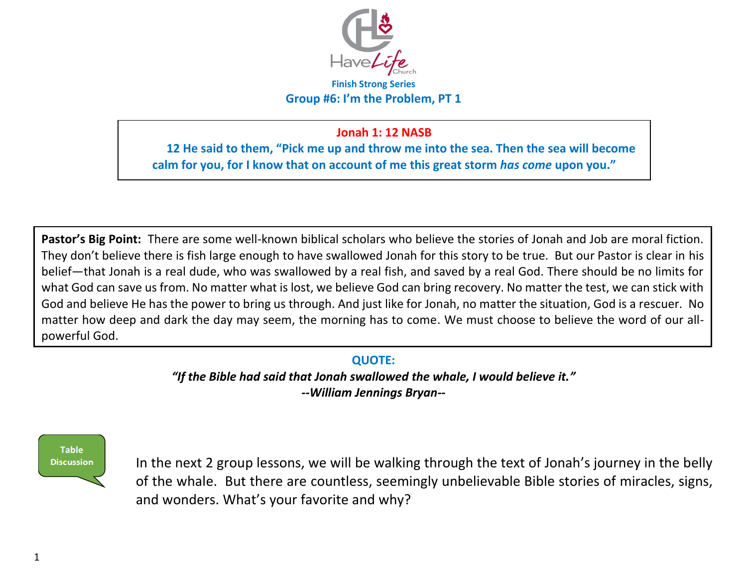HaveLife Church

**Finish Strong Series**

## Group #6: I'm the Problem, PT 1

**Jonah 1: 12 NASB**

**12 He said to them, "Pick me up and throw me into the sea. Then the sea will become calm for you, for I know that on account of me this great storm *has come* upon you."**

**Pastor's Big Point:** There are some well-known biblical scholars who believe the stories of Jonah and Job are moral fiction. They don't believe there is fish large enough to have swallowed Jonah for this story to be true. But our Pastor is clear in his belief—that Jonah is a real dude, who was swallowed by a real fish, and saved by a real God. There should be no limits for what God can save us from. No matter what is lost, we believe God can bring recovery. No matter the test, we can stick with God and believe He has the power to bring us through. And just like for Jonah, no matter the situation, God is a rescuer. No matter how deep and dark the day may seem, the morning has to come. We must choose to believe the word of our all-powerful God.

**QUOTE:**

***"If the Bible had said that Jonah swallowed the whale, I would believe it."***
***--William Jennings Bryan--***

**Table Discussion**

In the next 2 group lessons, we will be walking through the text of Jonah's journey in the belly of the whale. But there are countless, seemingly unbelievable Bible stories of miracles, signs, and wonders. What's your favorite and why?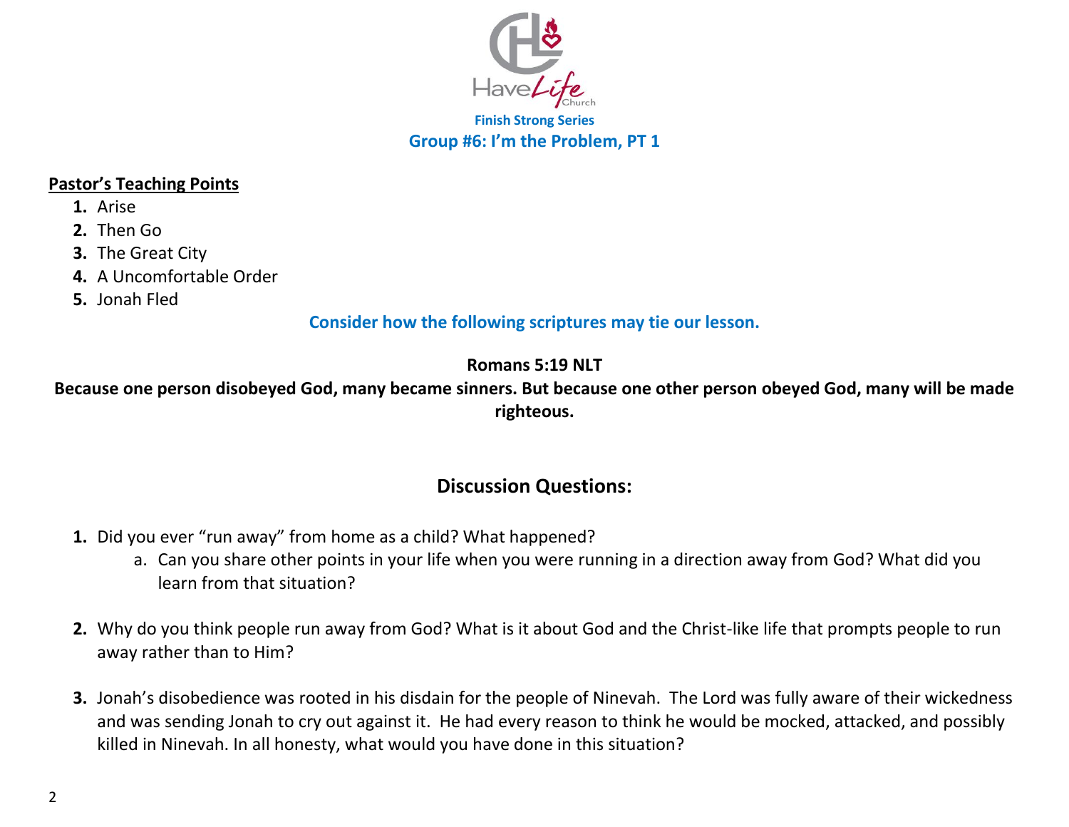Finish Strong Series

## Group #6: I'm the Problem, PT 1

**Pastor's Teaching Points**

1. Arise
2. Then Go
3. The Great City
4. A Uncomfortable Order
5. Jonah Fled

**Consider how the following scriptures may tie our lesson.**

**Romans 5:19 NLT**

**Because one person disobeyed God, many became sinners. But because one other person obeyed God, many will be made righteous.**

## Discussion Questions:

1. Did you ever "run away" from home as a child? What happened?
   a. Can you share other points in your life when you were running in a direction away from God? What did you learn from that situation?

2. Why do you think people run away from God? What is it about God and the Christ-like life that prompts people to run away rather than to Him?

3. Jonah's disobedience was rooted in his disdain for the people of Nineveh. The Lord was fully aware of their wickedness and was sending Jonah to cry out against it. He had every reason to think he would be mocked, attacked, and possibly killed in Nineveh. In all honesty, what would you have done in this situation?